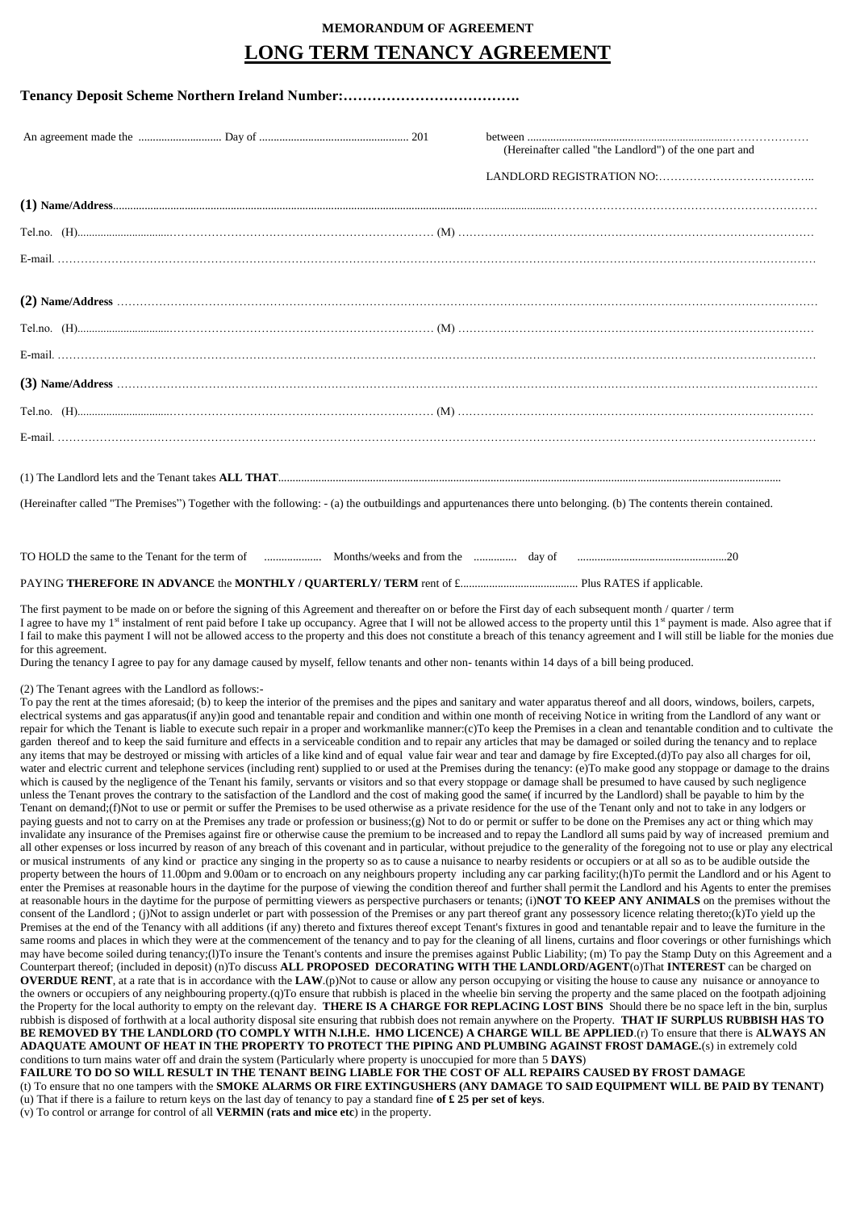**MEMORANDUM OF AGREEMENT**

# LONG TERM TENANCY AGREEMENT

**Tenancy Deposit Scheme Northern Ireland Number:……………………………….**

An agreement made the ............................ Day of .................................................... 201 between ..............................................................………………… (Hereinafter called "the Landlord") of the one part and

LANDLORD REGISTRATION NO:…………………………………..

**(1) Name/Address**...............................................................................................................................................................……………………………………………………………

Tel.no. (H)................................…………………………………………………………… (M) ………………………………………………………………………………

E-mail. ………………………………………………………………………………………………………………………………………………………………………

**(2) Name/Address** ……………………………………………………………………………………………………………………………………………………………

Tel.no. (H)................................…………………………………………………………… (M) ………………………………………………………………………………

E-mail. ………………………………………………………………………………………………………………………………………………………………………

**(3) Name/Address** ……………………………………………………………………………………………………………………………………………………………

Tel.no. (H)................................…………………………………………………………… (M) ………………………………………………………………………………

E-mail. ………………………………………………………………………………………………………………………………………………………………………

(1) The Landlord lets and the Tenant takes **ALL THAT**..........................................................................................................................................................................

(Hereinafter called "The Premises") Together with the following: - (a) the outbuildings and appurtenances there unto belonging. (b) The contents therein contained.

TO HOLD the same to the Tenant for the term of .................... Months/weeks and from the .............. day of ....................................................20

PAYING **THEREFORE IN ADVANCE** the **MONTHLY / QUARTERLY/ TERM** rent of £......................................... Plus RATES if applicable.

The first payment to be made on or before the signing of this Agreement and thereafter on or before the First day of each subsequent month / quarter / term
I agree to have my 1st instalment of rent paid before I take up occupancy. Agree that I will not be allowed access to the property until this 1st payment is made. Also agree that if I fail to make this payment I will not be allowed access to the property and this does not constitute a breach of this tenancy agreement and I will still be liable for the monies due for this agreement.
During the tenancy I agree to pay for any damage caused by myself, fellow tenants and other non- tenants within 14 days of a bill being produced.

(2) The Tenant agrees with the Landlord as follows:-
To pay the rent at the times aforesaid; (b) to keep the interior of the premises and the pipes and sanitary and water apparatus thereof and all doors, windows, boilers, carpets, electrical systems and gas apparatus(if any)in good and tenantable repair and condition and within one month of receiving Notice in writing from the Landlord of any want or repair for which the Tenant is liable to execute such repair in a proper and workmanlike manner:(c)To keep the Premises in a clean and tenantable condition and to cultivate the garden thereof and to keep the said furniture and effects in a serviceable condition and to repair any articles that may be damaged or soiled during the tenancy and to replace any items that may be destroyed or missing with articles of a like kind and of equal value fair wear and tear and damage by fire Excepted.(d)To pay also all charges for oil, water and electric current and telephone services (including rent) supplied to or used at the Premises during the tenancy: (e)To make good any stoppage or damage to the drains which is caused by the negligence of the Tenant his family, servants or visitors and so that every stoppage or damage shall be presumed to have caused by such negligence unless the Tenant proves the contrary to the satisfaction of the Landlord and the cost of making good the same( if incurred by the Landlord) shall be payable to him by the Tenant on demand;(f)Not to use or permit or suffer the Premises to be used otherwise as a private residence for the use of the Tenant only and not to take in any lodgers or paying guests and not to carry on at the Premises any trade or profession or business;(g) Not to do or permit or suffer to be done on the Premises any act or thing which may invalidate any insurance of the Premises against fire or otherwise cause the premium to be increased and to repay the Landlord all sums paid by way of increased premium and all other expenses or loss incurred by reason of any breach of this covenant and in particular, without prejudice to the generality of the foregoing not to use or play any electrical or musical instruments of any kind or practice any singing in the property so as to cause a nuisance to nearby residents or occupiers or at all so as to be audible outside the property between the hours of 11.00pm and 9.00am or to encroach on any neighbours property including any car parking facility;(h)To permit the Landlord and or his Agent to enter the Premises at reasonable hours in the daytime for the purpose of viewing the condition thereof and further shall permit the Landlord and his Agents to enter the premises at reasonable hours in the daytime for the purpose of permitting viewers as perspective purchasers or tenants; (i)**NOT TO KEEP ANY ANIMALS** on the premises without the consent of the Landlord ; (j)Not to assign underlet or part with possession of the Premises or any part thereof grant any possessory licence relating thereto;(k)To yield up the Premises at the end of the Tenancy with all additions (if any) thereto and fixtures thereof except Tenant's fixtures in good and tenantable repair and to leave the furniture in the same rooms and places in which they were at the commencement of the tenancy and to pay for the cleaning of all linens, curtains and floor coverings or other furnishings which may have become soiled during tenancy;(l)To insure the Tenant's contents and insure the premises against Public Liability; (m) To pay the Stamp Duty on this Agreement and a Counterpart thereof; (included in deposit) (n)To discuss **ALL PROPOSED DECORATING WITH THE LANDLORD/AGENT**(o)That **INTEREST** can be charged on **OVERDUE RENT**, at a rate that is in accordance with the **LAW**.(p)Not to cause or allow any person occupying or visiting the house to cause any nuisance or annoyance to the owners or occupiers of any neighbouring property.(q)To ensure that rubbish is placed in the wheelie bin serving the property and the same placed on the footpath adjoining the Property for the local authority to empty on the relevant day. **THERE IS A CHARGE FOR REPLACING LOST BINS** Should there be no space left in the bin, surplus rubbish is disposed of forthwith at a local authority disposal site ensuring that rubbish does not remain anywhere on the Property. **THAT IF SURPLUS RUBBISH HAS TO BE REMOVED BY THE LANDLORD (TO COMPLY WITH N.I.H.E. HMO LICENCE) A CHARGE WILL BE APPLIED**.(r) To ensure that there is **ALWAYS AN ADAQUATE AMOUNT OF HEAT IN THE PROPERTY TO PROTECT THE PIPING AND PLUMBING AGAINST FROST DAMAGE.**(s) in extremely cold conditions to turn mains water off and drain the system (Particularly where property is unoccupied for more than 5 **DAYS**)
**FAILURE TO DO SO WILL RESULT IN THE TENANT BEING LIABLE FOR THE COST OF ALL REPAIRS CAUSED BY FROST DAMAGE**
(t) To ensure that no one tampers with the **SMOKE ALARMS OR FIRE EXTINGUSHERS (ANY DAMAGE TO SAID EQUIPMENT WILL BE PAID BY TENANT)**
(u) That if there is a failure to return keys on the last day of tenancy to pay a standard fine **of £ 25 per set of keys**.
(v) To control or arrange for control of all **VERMIN (rats and mice etc**) in the property.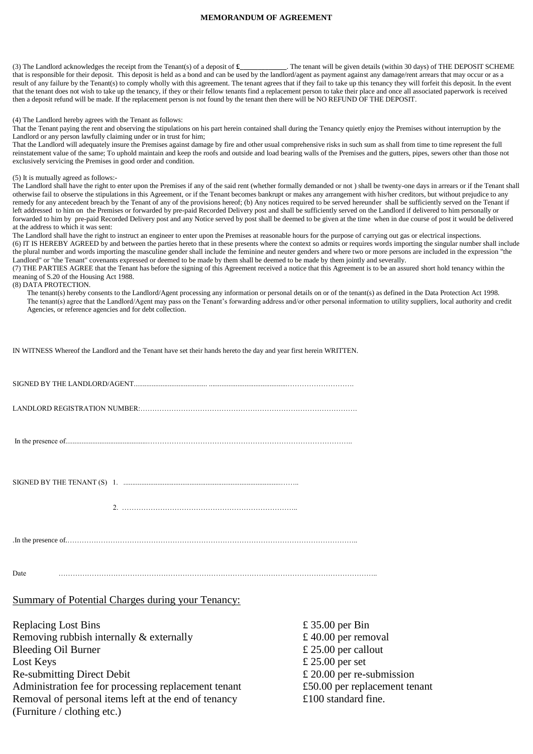**MEMORANDUM OF AGREEMENT**

(3) The Landlord acknowledges the receipt from the Tenant(s) of a deposit of **£\_\_\_\_\_\_\_\_\_\_\_\_**. The tenant will be given details (within 30 days) of THE DEPOSIT SCHEME that is responsible for their deposit. This deposit is held as a bond and can be used by the landlord/agent as payment against any damage/rent arrears that may occur or as a result of any failure by the Tenant(s) to comply wholly with this agreement. The tenant agrees that if they fail to take up this tenancy they will forfeit this deposit. In the event that the tenant does not wish to take up the tenancy, if they or their fellow tenants find a replacement person to take their place and once all associated paperwork is received then a deposit refund will be made. If the replacement person is not found by the tenant then there will be NO REFUND OF THE DEPOSIT.

(4) The Landlord hereby agrees with the Tenant as follows:
That the Tenant paying the rent and observing the stipulations on his part herein contained shall during the Tenancy quietly enjoy the Premises without interruption by the Landlord or any person lawfully claiming under or in trust for him;
That the Landlord will adequately insure the Premises against damage by fire and other usual comprehensive risks in such sum as shall from time to time represent the full reinstatement value of the same; To uphold maintain and keep the roofs and outside and load bearing walls of the Premises and the gutters, pipes, sewers other than those not exclusively servicing the Premises in good order and condition.

(5) It is mutually agreed as follows:-
The Landlord shall have the right to enter upon the Premises if any of the said rent (whether formally demanded or not ) shall be twenty-one days in arrears or if the Tenant shall otherwise fail to observe the stipulations in this Agreement, or if the Tenant becomes bankrupt or makes any arrangement with his/her creditors, but without prejudice to any remedy for any antecedent breach by the Tenant of any of the provisions hereof; (b) Any notices required to be served hereunder shall be sufficiently served on the Tenant if left addressed to him on the Premises or forwarded by pre-paid Recorded Delivery post and shall be sufficiently served on the Landlord if delivered to him personally or forwarded to him by pre-paid Recorded Delivery post and any Notice served by post shall be deemed to be given at the time when in due course of post it would be delivered at the address to which it was sent:
The Landlord shall have the right to instruct an engineer to enter upon the Premises at reasonable hours for the purpose of carrying out gas or electrical inspections.
(6) IT IS HEREBY AGREED by and between the parties hereto that in these presents where the context so admits or requires words importing the singular number shall include the plural number and words importing the masculine gender shall include the feminine and neuter genders and where two or more persons are included in the expression "the Landlord" or "the Tenant" covenants expressed or deemed to be made by them shall be deemed to be made by them jointly and severally.
(7) THE PARTIES AGREE that the Tenant has before the signing of this Agreement received a notice that this Agreement is to be an assured short hold tenancy within the meaning of S.20 of the Housing Act 1988.
(8) DATA PROTECTION.
The tenant(s) hereby consents to the Landlord/Agent processing any information or personal details on or of the tenant(s) as defined in the Data Protection Act 1998.
The tenant(s) agree that the Landlord/Agent may pass on the Tenant's forwarding address and/or other personal information to utility suppliers, local authority and credit Agencies, or reference agencies and for debt collection.

IN WITNESS Whereof the Landlord and the Tenant have set their hands hereto the day and year first herein WRITTEN.

SIGNED BY THE LANDLORD/AGENT..........................................................................................

LANDLORD REGISTRATION NUMBER:.................................................................................

In the presence of..........................................................................................................

SIGNED BY THE TENANT (S) 1. ..................................................................................

2. .....................................................................

.In the presence of..........................................................................................................

Date ..........................................................................................................................

## Summary of Potential Charges during your Tenancy:

| | |
|---|---|
| Replacing Lost Bins | £ 35.00 per Bin |
| Removing rubbish internally & externally | £ 40.00 per removal |
| Bleeding Oil Burner | £ 25.00 per callout |
| Lost Keys | £ 25.00 per set |
| Re-submitting Direct Debit | £ 20.00 per re-submission |
| Administration fee for processing replacement tenant | £50.00 per replacement tenant |
| Removal of personal items left at the end of tenancy (Furniture / clothing etc.) | £100 standard fine. |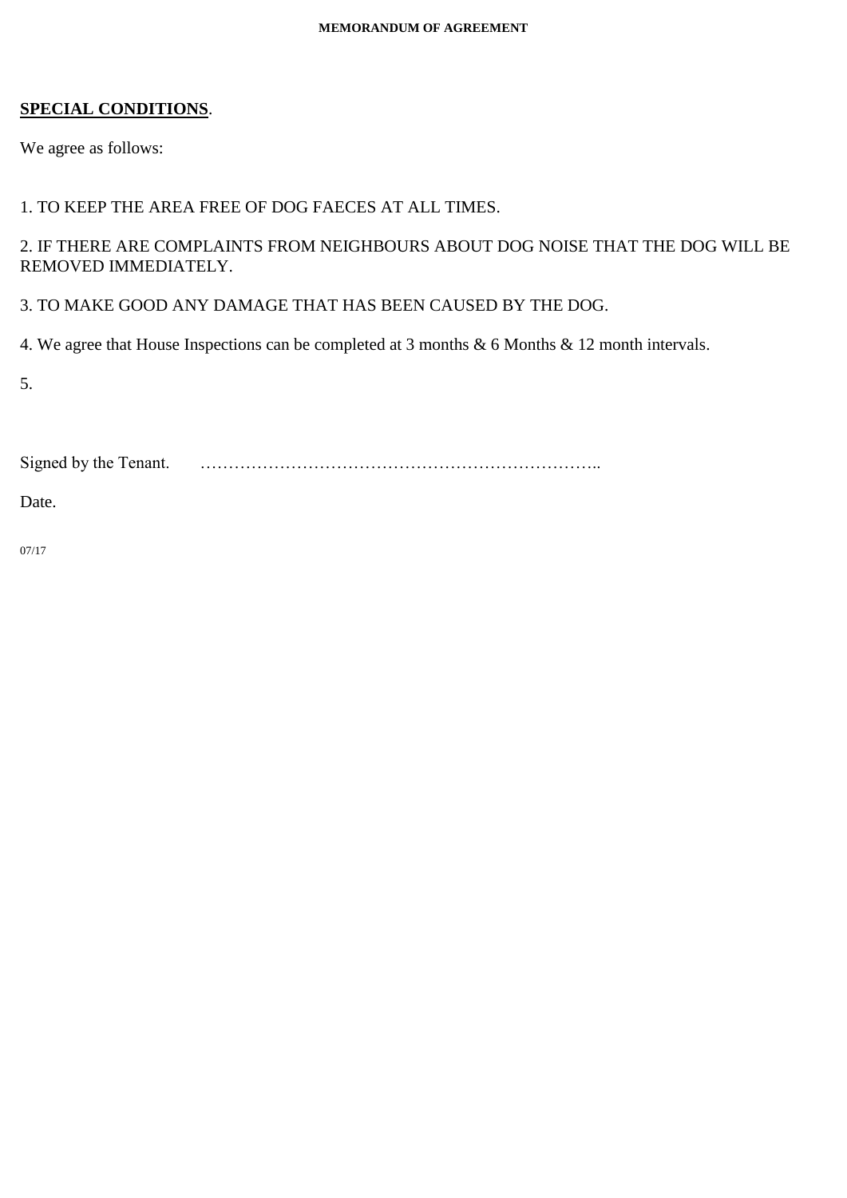**MEMORANDUM OF AGREEMENT**

**SPECIAL CONDITIONS**.

We agree as follows:

1. TO KEEP THE AREA FREE OF DOG FAECES AT ALL TIMES.

2. IF THERE ARE COMPLAINTS FROM NEIGHBOURS ABOUT DOG NOISE THAT THE DOG WILL BE REMOVED IMMEDIATELY.

3. TO MAKE GOOD ANY DAMAGE THAT HAS BEEN CAUSED BY THE DOG.

4. We agree that House Inspections can be completed at 3 months & 6 Months & 12 month intervals.

5.

Signed by the Tenant. ……………………………………………………………..

Date.

07/17